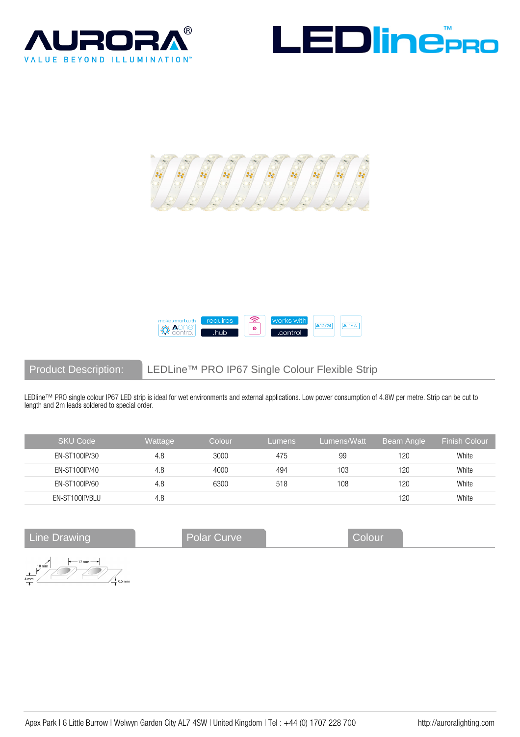## Product Description: LEDLine™ PRO IP67 Single Colour Flexible Strip

LEDline™ PRO single colour IP67 LED strip is ideal for wet environments and external applications. Low power consumption of 4.8W per metre. Strip can be cut to length and 2m leads soldered to special order.

| SKU Code | Wattage | Colour | Lumens | Lumens/Watt | Beam Angle | Finish Colour |
|---|---|---|---|---|---|---|
| EN-ST100IP/30 | 4.8 | 3000 | 475 | 99 | 120 | White |
| EN-ST100IP/40 | 4.8 | 4000 | 494 | 103 | 120 | White |
| EN-ST100IP/60 | 4.8 | 6300 | 518 | 108 | 120 | White |
| EN-ST100IP/BLU | 4.8 | | | | 120 | White |

## Line Drawing

## Polar Curve

## Colour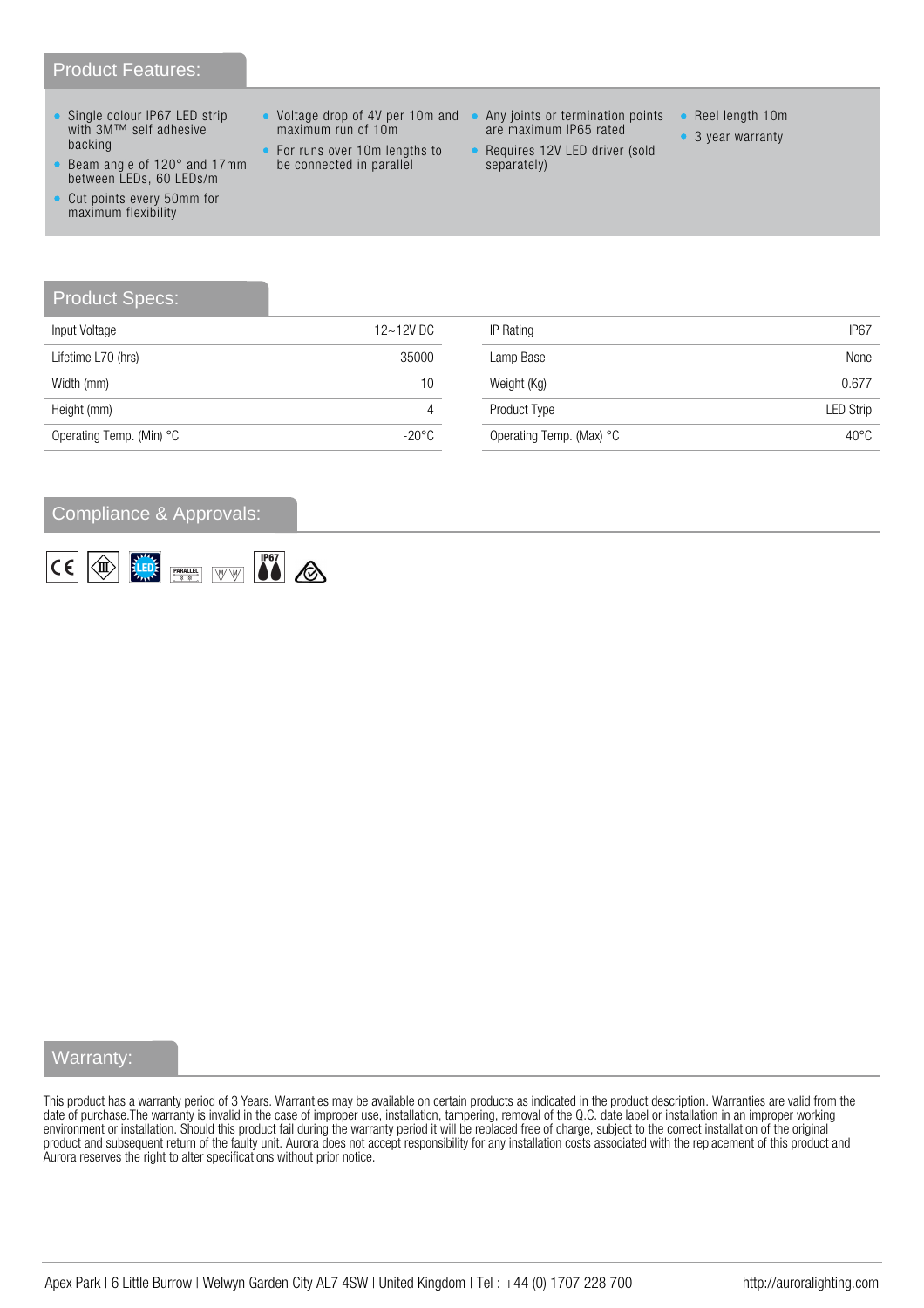## Product Features:

- Single colour IP67 LED strip with 3M™ self adhesive backing
- Beam angle of 120° and 17mm between LEDs, 60 LEDs/m
- Cut points every 50mm for maximum flexibility
- Voltage drop of 4V per 10m and maximum run of 10m
- For runs over 10m lengths to be connected in parallel
- Any joints or termination points are maximum IP65 rated
- Requires 12V LED driver (sold separately)
- Reel length 10m
- 3 year warranty

## Product Specs:

| | | | |
|---|---|---|---|
| Input Voltage | 12~12V DC | IP Rating | IP67 |
| Lifetime L70 (hrs) | 35000 | Lamp Base | None |
| Width (mm) | 10 | Weight (Kg) | 0.677 |
| Height (mm) | 4 | Product Type | LED Strip |
| Operating Temp. (Min) °C | -20°C | Operating Temp. (Max) °C | 40°C |

## Compliance & Approvals:

## Warranty:

This product has a warranty period of 3 Years. Warranties may be available on certain products as indicated in the product description. Warranties are valid from the date of purchase.The warranty is invalid in the case of improper use, installation, tampering, removal of the Q.C. date label or installation in an improper working environment or installation. Should this product fail during the warranty period it will be replaced free of charge, subject to the correct installation of the original product and subsequent return of the faulty unit. Aurora does not accept responsibility for any installation costs associated with the replacement of this product and Aurora reserves the right to alter specifications without prior notice.

Apex Park | 6 Little Burrow | Welwyn Garden City AL7 4SW | United Kingdom | Tel : +44 (0) 1707 228 700 http://auroralighting.com